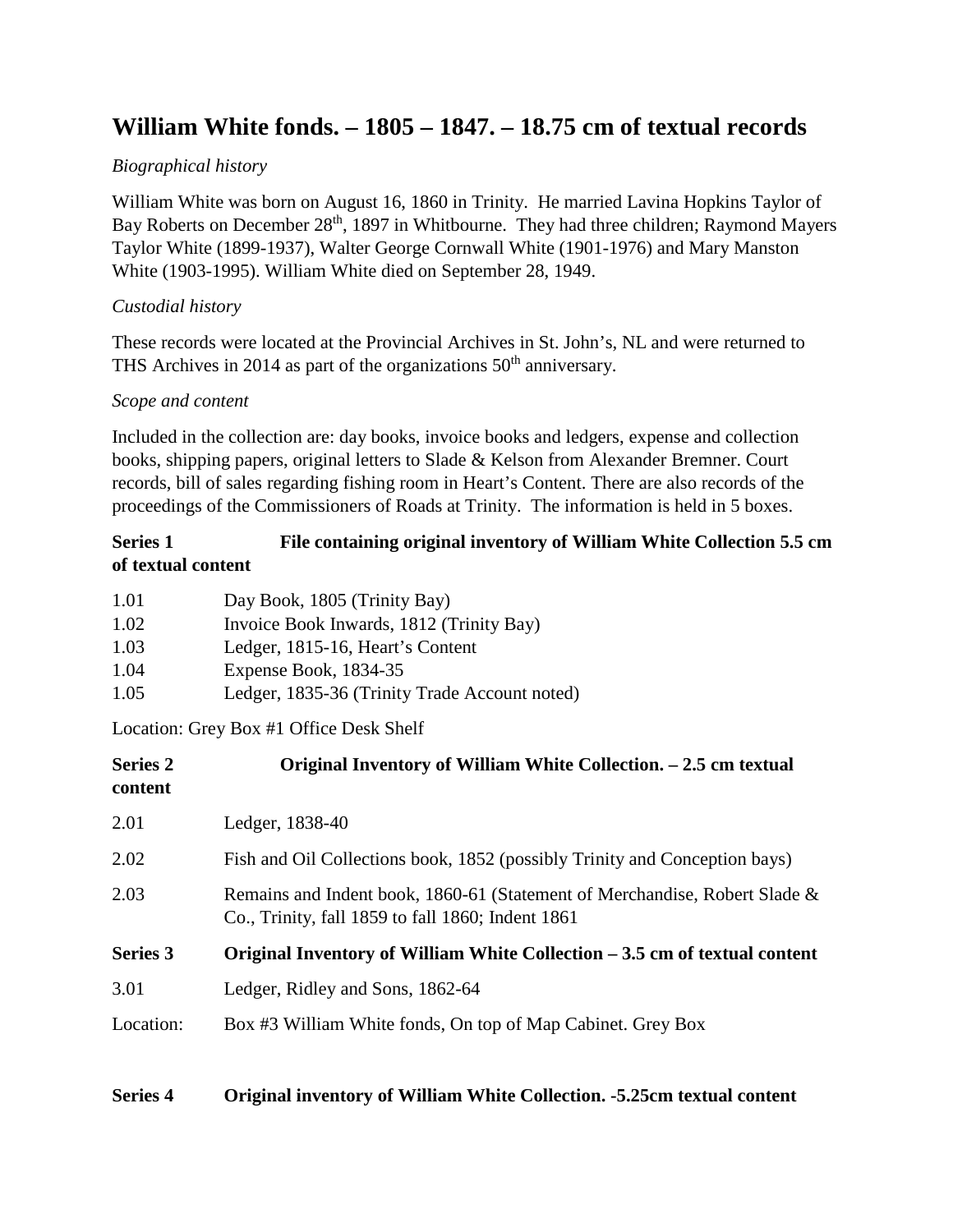# William White fonds. – 1805 – 1847. – 18.75 cm of textual records

*Biographical history*

William White was born on August 16, 1860 in Trinity. He married Lavina Hopkins Taylor of Bay Roberts on December 28th, 1897 in Whitbourne. They had three children; Raymond Mayers Taylor White (1899-1937), Walter George Cornwall White (1901-1976) and Mary Manston White (1903-1995). William White died on September 28, 1949.

*Custodial history*

These records were located at the Provincial Archives in St. John's, NL and were returned to THS Archives in 2014 as part of the organizations 50th anniversary.

*Scope and content*

Included in the collection are: day books, invoice books and ledgers, expense and collection books, shipping papers, original letters to Slade & Kelson from Alexander Bremner. Court records, bill of sales regarding fishing room in Heart's Content. There are also records of the proceedings of the Commissioners of Roads at Trinity. The information is held in 5 boxes.

**Series 1 File containing original inventory of William White Collection 5.5 cm of textual content**

1.01 Day Book, 1805 (Trinity Bay)
1.02 Invoice Book Inwards, 1812 (Trinity Bay)
1.03 Ledger, 1815-16, Heart's Content
1.04 Expense Book, 1834-35
1.05 Ledger, 1835-36 (Trinity Trade Account noted)

Location: Grey Box #1 Office Desk Shelf

**Series 2 Original Inventory of William White Collection. – 2.5 cm textual content**

2.01 Ledger, 1838-40

2.02 Fish and Oil Collections book, 1852 (possibly Trinity and Conception bays)

2.03 Remains and Indent book, 1860-61 (Statement of Merchandise, Robert Slade & Co., Trinity, fall 1859 to fall 1860; Indent 1861

**Series 3 Original Inventory of William White Collection – 3.5 cm of textual content**

3.01 Ledger, Ridley and Sons, 1862-64

Location: Box #3 William White fonds, On top of Map Cabinet. Grey Box

**Series 4 Original inventory of William White Collection. -5.25cm textual content**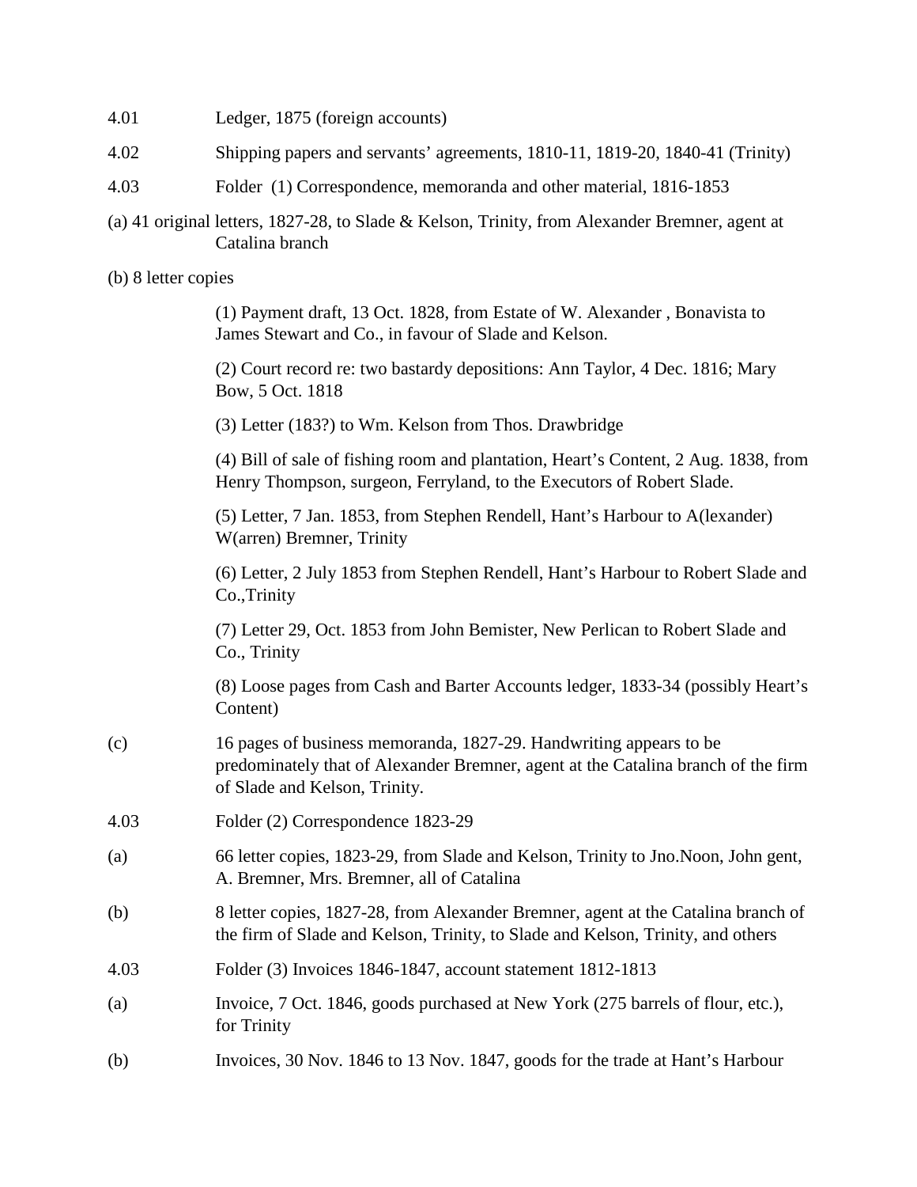4.01 Ledger, 1875 (foreign accounts)

4.02 Shipping papers and servants' agreements, 1810-11, 1819-20, 1840-41 (Trinity)

4.03 Folder (1) Correspondence, memoranda and other material, 1816-1853

(a) 41 original letters, 1827-28, to Slade & Kelson, Trinity, from Alexander Bremner, agent at Catalina branch

(b) 8 letter copies

(1) Payment draft, 13 Oct. 1828, from Estate of W. Alexander , Bonavista to James Stewart and Co., in favour of Slade and Kelson.

(2) Court record re: two bastardy depositions: Ann Taylor, 4 Dec. 1816; Mary Bow, 5 Oct. 1818

(3) Letter (183?) to Wm. Kelson from Thos. Drawbridge

(4) Bill of sale of fishing room and plantation, Heart's Content, 2 Aug. 1838, from Henry Thompson, surgeon, Ferryland, to the Executors of Robert Slade.

(5) Letter, 7 Jan. 1853, from Stephen Rendell, Hant's Harbour to A(lexander) W(arren) Bremner, Trinity

(6) Letter, 2 July 1853 from Stephen Rendell, Hant's Harbour to Robert Slade and Co.,Trinity

(7) Letter 29, Oct. 1853 from John Bemister, New Perlican to Robert Slade and Co., Trinity

(8) Loose pages from Cash and Barter Accounts ledger, 1833-34 (possibly Heart's Content)

(c) 16 pages of business memoranda, 1827-29. Handwriting appears to be predominately that of Alexander Bremner, agent at the Catalina branch of the firm of Slade and Kelson, Trinity.

4.03 Folder (2) Correspondence 1823-29

(a) 66 letter copies, 1823-29, from Slade and Kelson, Trinity to Jno.Noon, John gent, A. Bremner, Mrs. Bremner, all of Catalina

(b) 8 letter copies, 1827-28, from Alexander Bremner, agent at the Catalina branch of the firm of Slade and Kelson, Trinity, to Slade and Kelson, Trinity, and others

4.03 Folder (3) Invoices 1846-1847, account statement 1812-1813

(a) Invoice, 7 Oct. 1846, goods purchased at New York (275 barrels of flour, etc.), for Trinity

(b) Invoices, 30 Nov. 1846 to 13 Nov. 1847, goods for the trade at Hant's Harbour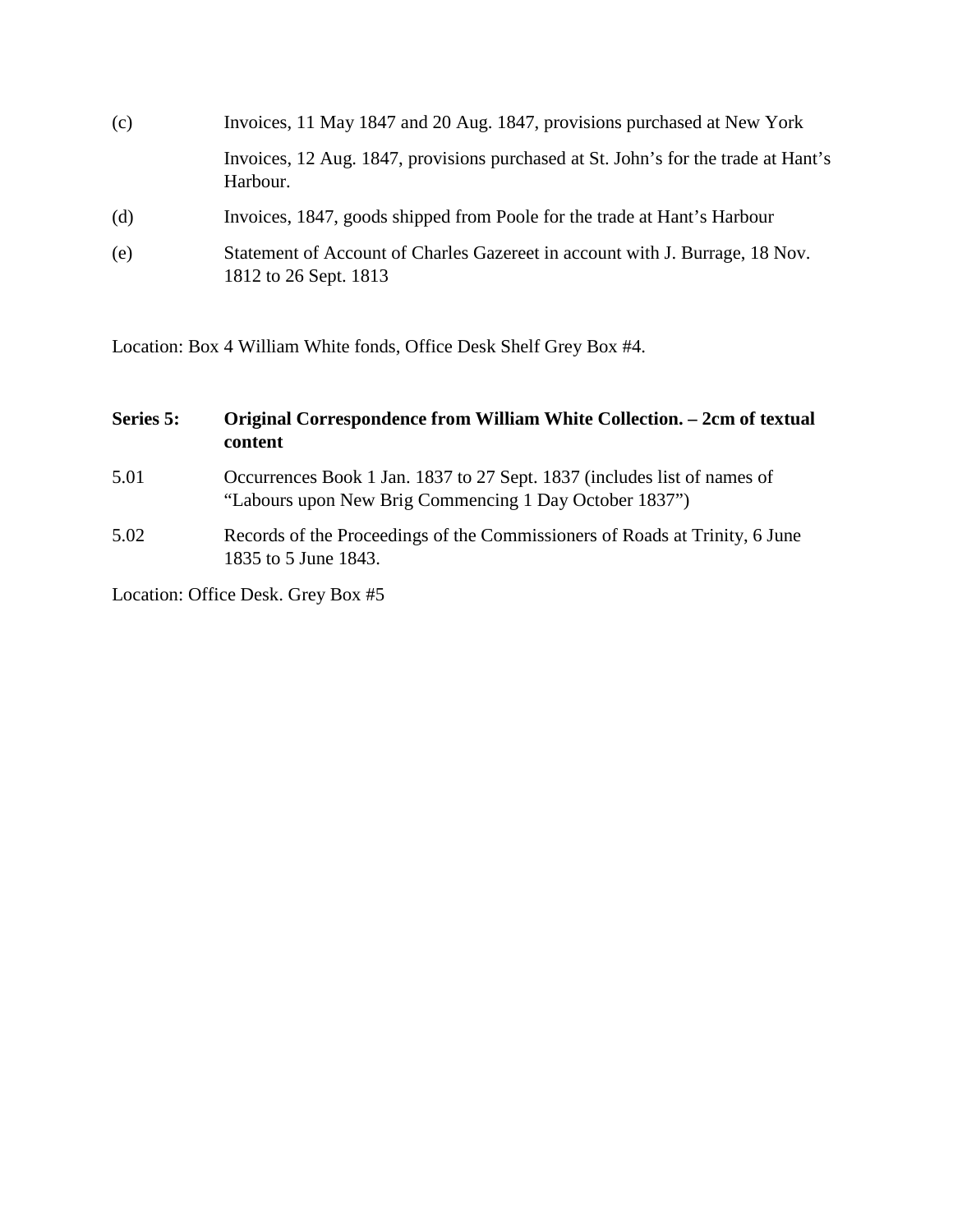(c) Invoices, 11 May 1847 and 20 Aug. 1847, provisions purchased at New York

Invoices, 12 Aug. 1847, provisions purchased at St. John's for the trade at Hant's Harbour.

(d) Invoices, 1847, goods shipped from Poole for the trade at Hant's Harbour

(e) Statement of Account of Charles Gazereet in account with J. Burrage, 18 Nov. 1812 to 26 Sept. 1813

Location: Box 4 William White fonds, Office Desk Shelf Grey Box #4.

**Series 5: Original Correspondence from William White Collection. – 2cm of textual content**

5.01 Occurrences Book 1 Jan. 1837 to 27 Sept. 1837 (includes list of names of "Labours upon New Brig Commencing 1 Day October 1837")

5.02 Records of the Proceedings of the Commissioners of Roads at Trinity, 6 June 1835 to 5 June 1843.

Location: Office Desk. Grey Box #5